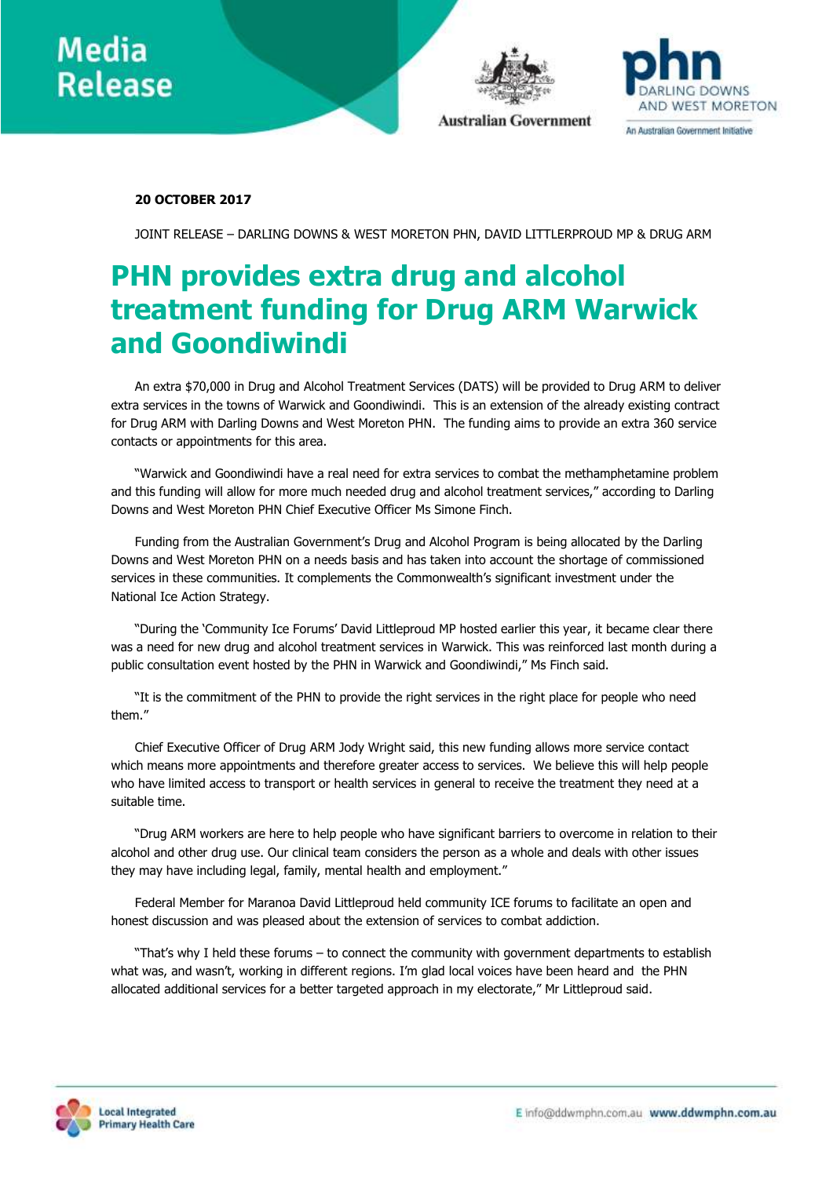**Media Release**

Australian Government

phn DARLING DOWNS AND WEST MORETON

An Australian Government Initiative

**20 OCTOBER 2017**

JOINT RELEASE – DARLING DOWNS & WEST MORETON PHN, DAVID LITTLERPROUD MP & DRUG ARM

# PHN provides extra drug and alcohol treatment funding for Drug ARM Warwick and Goondiwindi

An extra $70,000 in Drug and Alcohol Treatment Services (DATS) will be provided to Drug ARM to deliver extra services in the towns of Warwick and Goondiwindi. This is an extension of the already existing contract for Drug ARM with Darling Downs and West Moreton PHN. The funding aims to provide an extra 360 service contacts or appointments for this area.

"Warwick and Goondiwindi have a real need for extra services to combat the methamphetamine problem and this funding will allow for more much needed drug and alcohol treatment services," according to Darling Downs and West Moreton PHN Chief Executive Officer Ms Simone Finch.

Funding from the Australian Government's Drug and Alcohol Program is being allocated by the Darling Downs and West Moreton PHN on a needs basis and has taken into account the shortage of commissioned services in these communities. It complements the Commonwealth's significant investment under the National Ice Action Strategy.

"During the 'Community Ice Forums' David Littleproud MP hosted earlier this year, it became clear there was a need for new drug and alcohol treatment services in Warwick. This was reinforced last month during a public consultation event hosted by the PHN in Warwick and Goondiwindi," Ms Finch said.

"It is the commitment of the PHN to provide the right services in the right place for people who need them."

Chief Executive Officer of Drug ARM Jody Wright said, this new funding allows more service contact which means more appointments and therefore greater access to services. We believe this will help people who have limited access to transport or health services in general to receive the treatment they need at a suitable time.

"Drug ARM workers are here to help people who have significant barriers to overcome in relation to their alcohol and other drug use. Our clinical team considers the person as a whole and deals with other issues they may have including legal, family, mental health and employment."

Federal Member for Maranoa David Littleproud held community ICE forums to facilitate an open and honest discussion and was pleased about the extension of services to combat addiction.

"That's why I held these forums – to connect the community with government departments to establish what was, and wasn't, working in different regions. I'm glad local voices have been heard and the PHN allocated additional services for a better targeted approach in my electorate," Mr Littleproud said.

Local Integrated Primary Health Care

E info@ddwmphn.com.au **www.ddwmphn.com.au**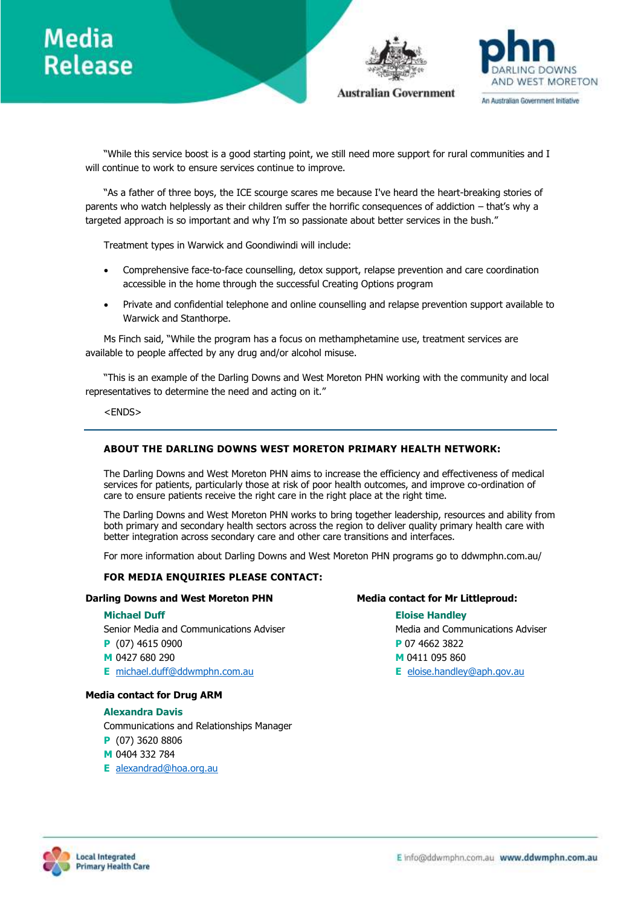"While this service boost is a good starting point, we still need more support for rural communities and I will continue to work to ensure services continue to improve.

"As a father of three boys, the ICE scourge scares me because I've heard the heart-breaking stories of parents who watch helplessly as their children suffer the horrific consequences of addiction – that's why a targeted approach is so important and why I'm so passionate about better services in the bush."

Treatment types in Warwick and Goondiwindi will include:

- Comprehensive face-to-face counselling, detox support, relapse prevention and care coordination accessible in the home through the successful Creating Options program
- Private and confidential telephone and online counselling and relapse prevention support available to Warwick and Stanthorpe.

Ms Finch said, "While the program has a focus on methamphetamine use, treatment services are available to people affected by any drug and/or alcohol misuse.

"This is an example of the Darling Downs and West Moreton PHN working with the community and local representatives to determine the need and acting on it."

<ENDS>

---

**ABOUT THE DARLING DOWNS WEST MORETON PRIMARY HEALTH NETWORK:**

The Darling Downs and West Moreton PHN aims to increase the efficiency and effectiveness of medical services for patients, particularly those at risk of poor health outcomes, and improve co-ordination of care to ensure patients receive the right care in the right place at the right time.

The Darling Downs and West Moreton PHN works to bring together leadership, resources and ability from both primary and secondary health sectors across the region to deliver quality primary health care with better integration across secondary care and other care transitions and interfaces.

For more information about Darling Downs and West Moreton PHN programs go to ddwmphn.com.au/

**FOR MEDIA ENQUIRIES PLEASE CONTACT:**

**Darling Downs and West Moreton PHN**

**Michael Duff**
Senior Media and Communications Adviser
**P** (07) 4615 0900
**M** 0427 680 290
**E** michael.duff@ddwmphn.com.au

**Media contact for Mr Littleproud:**

**Eloise Handley**
Media and Communications Adviser
**P** 07 4662 3822
**M** 0411 095 860
**E** eloise.handley@aph.gov.au

**Media contact for Drug ARM**

**Alexandra Davis**
Communications and Relationships Manager
**P** (07) 3620 8806
**M** 0404 332 784
**E** alexandrad@hoa.org.au